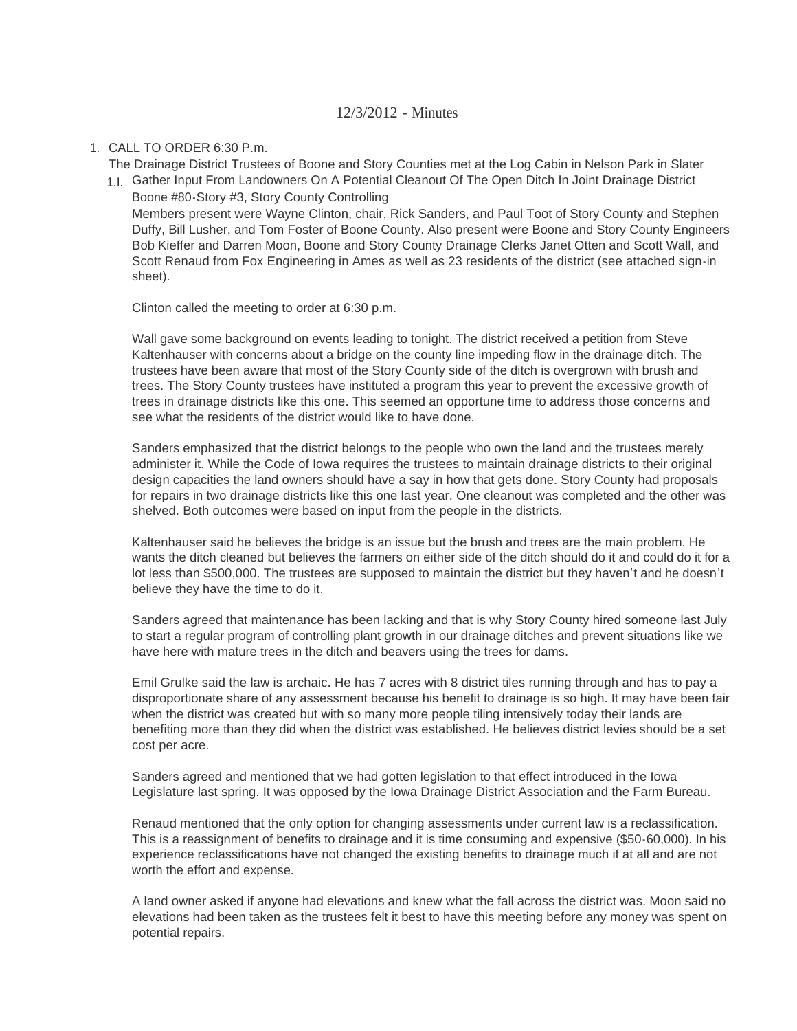# 12/3/2012 - Minutes

1. CALL TO ORDER 6:30 P.m.

   The Drainage District Trustees of Boone and Story Counties met at the Log Cabin in Nelson Park in Slater

   1.I. Gather Input From Landowners On A Potential Cleanout Of The Open Ditch In Joint Drainage District Boone #80-Story #3, Story County Controlling

   Members present were Wayne Clinton, chair, Rick Sanders, and Paul Toot of Story County and Stephen Duffy, Bill Lusher, and Tom Foster of Boone County. Also present were Boone and Story County Engineers Bob Kieffer and Darren Moon, Boone and Story County Drainage Clerks Janet Otten and Scott Wall, and Scott Renaud from Fox Engineering in Ames as well as 23 residents of the district (see attached sign-in sheet).

   Clinton called the meeting to order at 6:30 p.m.

   Wall gave some background on events leading to tonight. The district received a petition from Steve Kaltenhauser with concerns about a bridge on the county line impeding flow in the drainage ditch. The trustees have been aware that most of the Story County side of the ditch is overgrown with brush and trees. The Story County trustees have instituted a program this year to prevent the excessive growth of trees in drainage districts like this one. This seemed an opportune time to address those concerns and see what the residents of the district would like to have done.

   Sanders emphasized that the district belongs to the people who own the land and the trustees merely administer it. While the Code of Iowa requires the trustees to maintain drainage districts to their original design capacities the land owners should have a say in how that gets done. Story County had proposals for repairs in two drainage districts like this one last year. One cleanout was completed and the other was shelved. Both outcomes were based on input from the people in the districts.

   Kaltenhauser said he believes the bridge is an issue but the brush and trees are the main problem. He wants the ditch cleaned but believes the farmers on either side of the ditch should do it and could do it for a lot less than $500,000. The trustees are supposed to maintain the district but they haven't and he doesn't believe they have the time to do it.

   Sanders agreed that maintenance has been lacking and that is why Story County hired someone last July to start a regular program of controlling plant growth in our drainage ditches and prevent situations like we have here with mature trees in the ditch and beavers using the trees for dams.

   Emil Grulke said the law is archaic. He has 7 acres with 8 district tiles running through and has to pay a disproportionate share of any assessment because his benefit to drainage is so high. It may have been fair when the district was created but with so many more people tiling intensively today their lands are benefiting more than they did when the district was established. He believes district levies should be a set cost per acre.

   Sanders agreed and mentioned that we had gotten legislation to that effect introduced in the Iowa Legislature last spring. It was opposed by the Iowa Drainage District Association and the Farm Bureau.

   Renaud mentioned that the only option for changing assessments under current law is a reclassification. This is a reassignment of benefits to drainage and it is time consuming and expensive ($50-60,000). In his experience reclassifications have not changed the existing benefits to drainage much if at all and are not worth the effort and expense.

   A land owner asked if anyone had elevations and knew what the fall across the district was. Moon said no elevations had been taken as the trustees felt it best to have this meeting before any money was spent on potential repairs.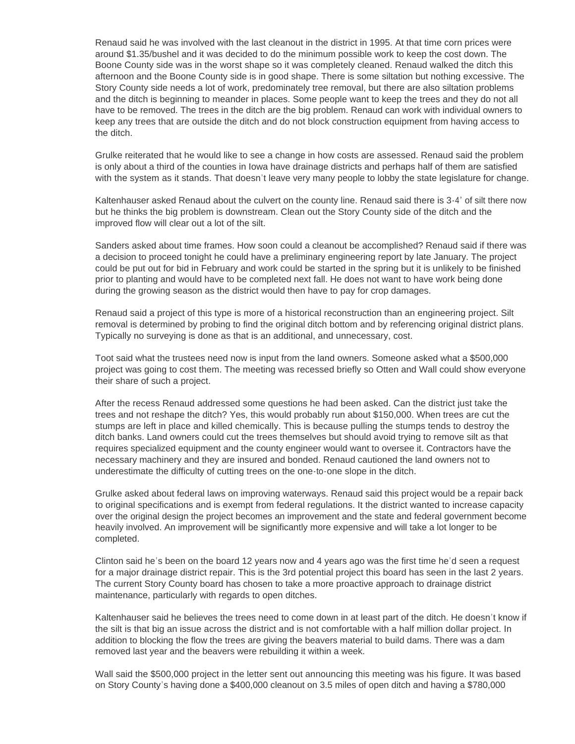Renaud said he was involved with the last cleanout in the district in 1995. At that time corn prices were around $1.35/bushel and it was decided to do the minimum possible work to keep the cost down. The Boone County side was in the worst shape so it was completely cleaned. Renaud walked the ditch this afternoon and the Boone County side is in good shape. There is some siltation but nothing excessive. The Story County side needs a lot of work, predominately tree removal, but there are also siltation problems and the ditch is beginning to meander in places. Some people want to keep the trees and they do not all have to be removed. The trees in the ditch are the big problem. Renaud can work with individual owners to keep any trees that are outside the ditch and do not block construction equipment from having access to the ditch.

Grulke reiterated that he would like to see a change in how costs are assessed. Renaud said the problem is only about a third of the counties in Iowa have drainage districts and perhaps half of them are satisfied with the system as it stands. That doesn't leave very many people to lobby the state legislature for change.

Kaltenhauser asked Renaud about the culvert on the county line. Renaud said there is 3-4' of silt there now but he thinks the big problem is downstream. Clean out the Story County side of the ditch and the improved flow will clear out a lot of the silt.

Sanders asked about time frames. How soon could a cleanout be accomplished? Renaud said if there was a decision to proceed tonight he could have a preliminary engineering report by late January. The project could be put out for bid in February and work could be started in the spring but it is unlikely to be finished prior to planting and would have to be completed next fall. He does not want to have work being done during the growing season as the district would then have to pay for crop damages.

Renaud said a project of this type is more of a historical reconstruction than an engineering project. Silt removal is determined by probing to find the original ditch bottom and by referencing original district plans. Typically no surveying is done as that is an additional, and unnecessary, cost.

Toot said what the trustees need now is input from the land owners. Someone asked what a $500,000 project was going to cost them. The meeting was recessed briefly so Otten and Wall could show everyone their share of such a project.

After the recess Renaud addressed some questions he had been asked. Can the district just take the trees and not reshape the ditch? Yes, this would probably run about $150,000. When trees are cut the stumps are left in place and killed chemically. This is because pulling the stumps tends to destroy the ditch banks. Land owners could cut the trees themselves but should avoid trying to remove silt as that requires specialized equipment and the county engineer would want to oversee it. Contractors have the necessary machinery and they are insured and bonded. Renaud cautioned the land owners not to underestimate the difficulty of cutting trees on the one-to-one slope in the ditch.

Grulke asked about federal laws on improving waterways. Renaud said this project would be a repair back to original specifications and is exempt from federal regulations. It the district wanted to increase capacity over the original design the project becomes an improvement and the state and federal government become heavily involved. An improvement will be significantly more expensive and will take a lot longer to be completed.

Clinton said he's been on the board 12 years now and 4 years ago was the first time he'd seen a request for a major drainage district repair. This is the 3rd potential project this board has seen in the last 2 years. The current Story County board has chosen to take a more proactive approach to drainage district maintenance, particularly with regards to open ditches.

Kaltenhauser said he believes the trees need to come down in at least part of the ditch. He doesn't know if the silt is that big an issue across the district and is not comfortable with a half million dollar project. In addition to blocking the flow the trees are giving the beavers material to build dams. There was a dam removed last year and the beavers were rebuilding it within a week.

Wall said the $500,000 project in the letter sent out announcing this meeting was his figure. It was based on Story County's having done a $400,000 cleanout on 3.5 miles of open ditch and having a $780,000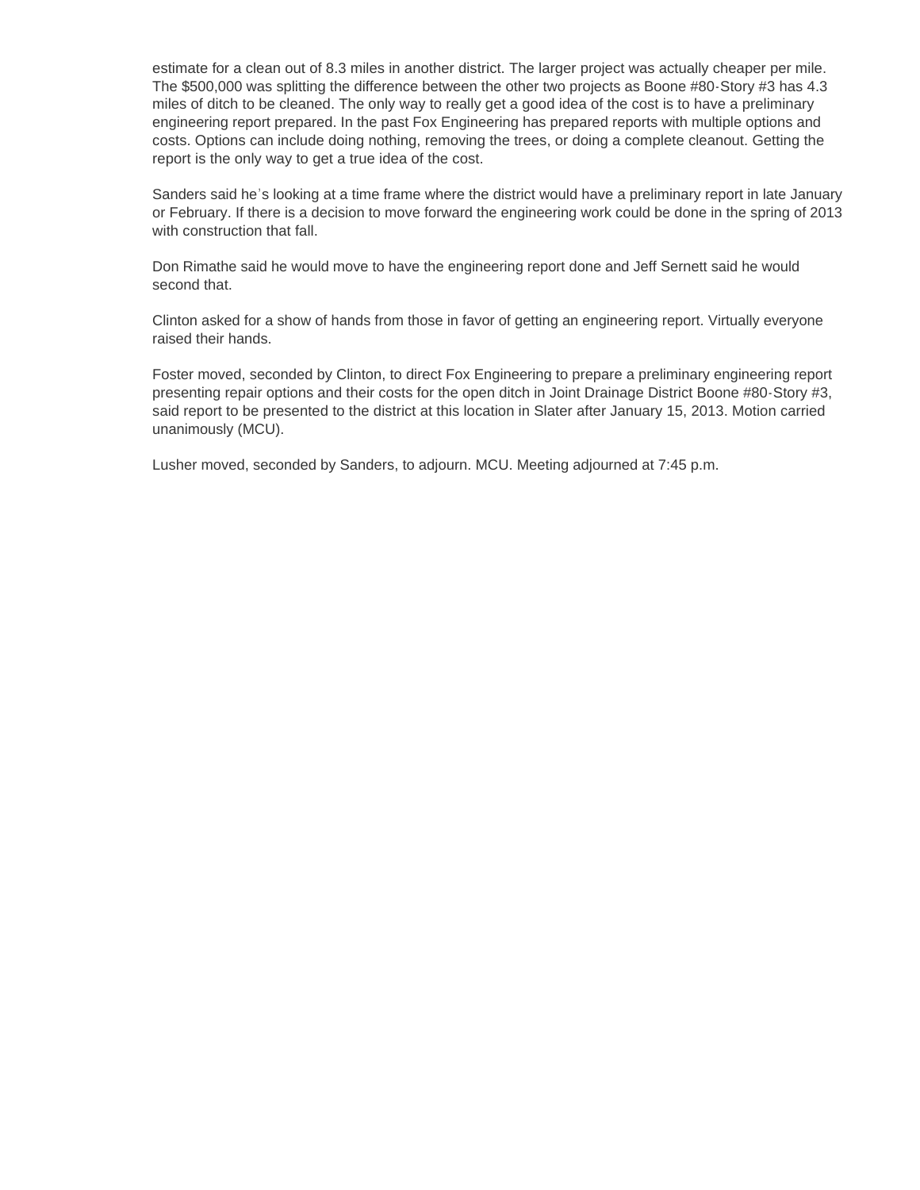estimate for a clean out of 8.3 miles in another district. The larger project was actually cheaper per mile. The $500,000 was splitting the difference between the other two projects as Boone #80-Story #3 has 4.3 miles of ditch to be cleaned. The only way to really get a good idea of the cost is to have a preliminary engineering report prepared. In the past Fox Engineering has prepared reports with multiple options and costs. Options can include doing nothing, removing the trees, or doing a complete cleanout. Getting the report is the only way to get a true idea of the cost.

Sanders said he's looking at a time frame where the district would have a preliminary report in late January or February. If there is a decision to move forward the engineering work could be done in the spring of 2013 with construction that fall.

Don Rimathe said he would move to have the engineering report done and Jeff Sernett said he would second that.

Clinton asked for a show of hands from those in favor of getting an engineering report. Virtually everyone raised their hands.

Foster moved, seconded by Clinton, to direct Fox Engineering to prepare a preliminary engineering report presenting repair options and their costs for the open ditch in Joint Drainage District Boone #80-Story #3, said report to be presented to the district at this location in Slater after January 15, 2013. Motion carried unanimously (MCU).

Lusher moved, seconded by Sanders, to adjourn. MCU. Meeting adjourned at 7:45 p.m.